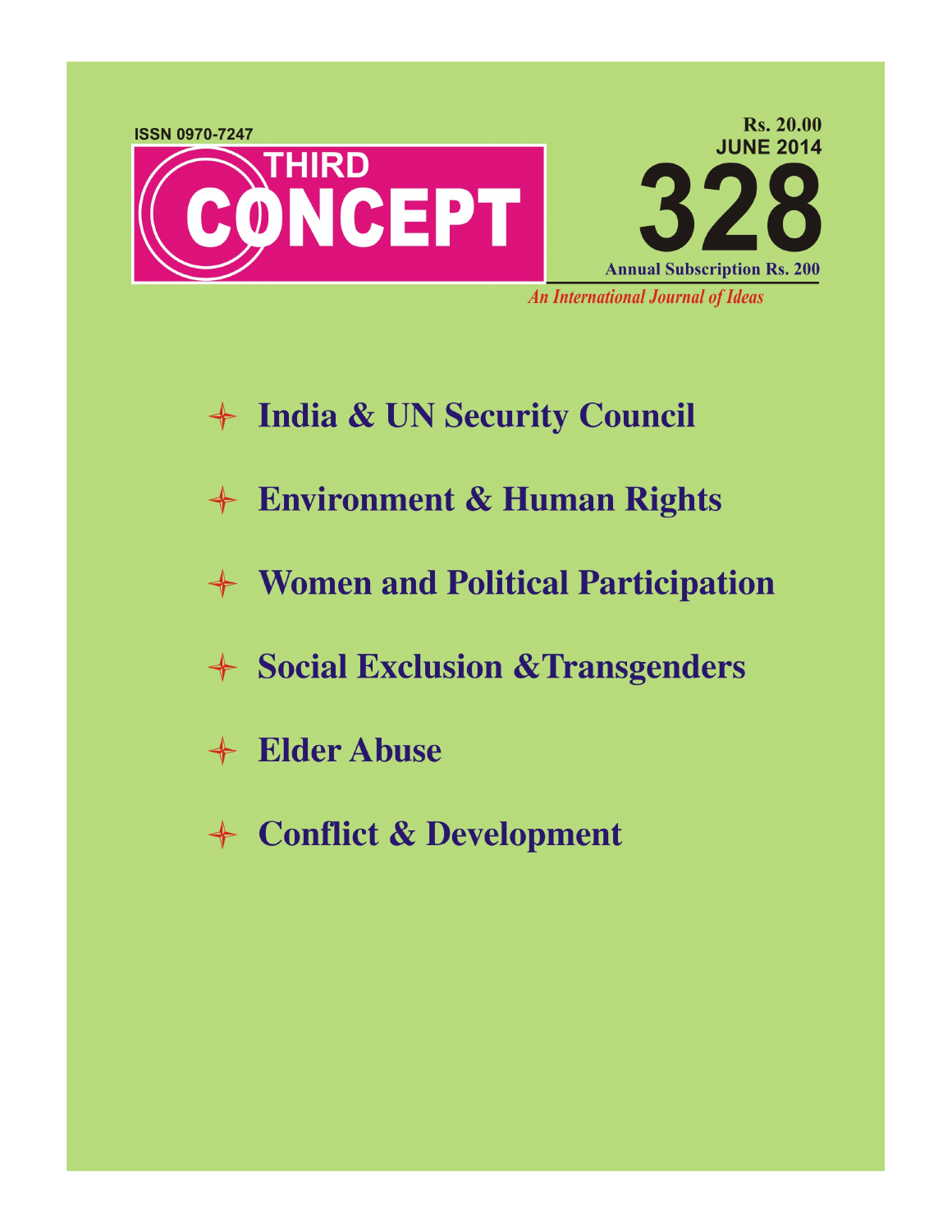ISSN 0970-7247

# THIRD CONCEPT

Rs. 20.00

JUNE 2014

# 328

Annual Subscription Rs. 200

*An International Journal of Ideas*

- **India & UN Security Council**
- **Environment & Human Rights**
- **Women and Political Participation**
- **Social Exclusion &Transgenders**
- **Elder Abuse**
- **Conflict & Development**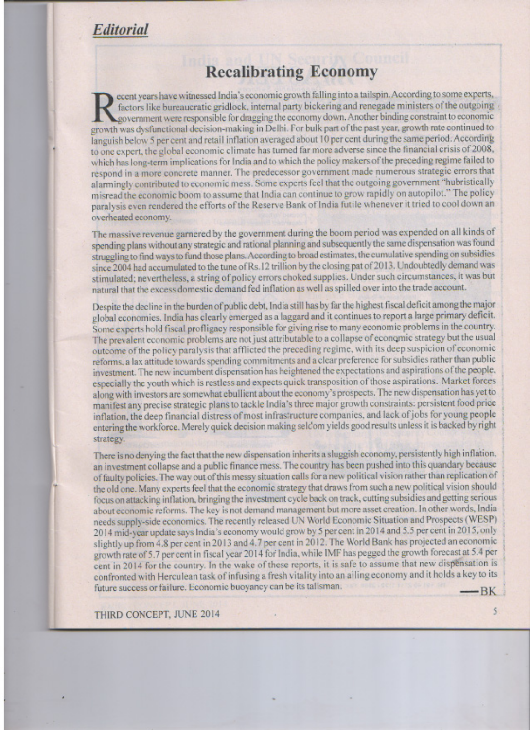*Editorial*

# Recalibrating Economy

Recent years have witnessed India's economic growth falling into a tailspin. According to some experts, factors like bureaucratic gridlock, internal party bickering and renegade ministers of the outgoing government were responsible for dragging the economy down. Another binding constraint to economic growth was dysfunctional decision-making in Delhi. For bulk part of the past year, growth rate continued to languish below 5 per cent and retail inflation averaged about 10 per cent during the same period. According to one expert, the global economic climate has turned far more adverse since the financial crisis of 2008, which has long-term implications for India and to which the policy makers of the preceding regime failed to respond in a more concrete manner. The predecessor government made numerous strategic errors that alarmingly contributed to economic mess. Some experts feel that the outgoing government "hubristically misread the economic boom to assume that India can continue to grow rapidly on autopilot." The policy paralysis even rendered the efforts of the Reserve Bank of India futile whenever it tried to cool down an overheated economy.

The massive revenue garnered by the government during the boom period was expended on all kinds of spending plans without any strategic and rational planning and subsequently the same dispensation was found struggling to find ways to fund those plans. According to broad estimates, the cumulative spending on subsidies since 2004 had accumulated to the tune of Rs.12 trillion by the closing pat of 2013. Undoubtedly demand was stimulated; nevertheless, a string of policy errors choked supplies. Under such circumstances, it was but natural that the excess domestic demand fed inflation as well as spilled over into the trade account.

Despite the decline in the burden of public debt, India still has by far the highest fiscal deficit among the major global economies. India has clearly emerged as a laggard and it continues to report a large primary deficit. Some experts hold fiscal profligacy responsible for giving rise to many economic problems in the country. The prevalent economic problems are not just attributable to a collapse of economic strategy but the usual outcome of the policy paralysis that afflicted the preceding regime, with its deep suspicion of economic reforms, a lax attitude towards spending commitments and a clear preference for subsidies rather than public investment. The new incumbent dispensation has heightened the expectations and aspirations of the people, especially the youth which is restless and expects quick transposition of those aspirations. Market forces along with investors are somewhat ebullient about the economy's prospects. The new dispensation has yet to manifest any precise strategic plans to tackle India's three major growth constraints: persistent food price inflation, the deep financial distress of most infrastructure companies, and lack of jobs for young people entering the workforce. Merely quick decision making seldom yields good results unless it is backed by right strategy.

There is no denying the fact that the new dispensation inherits a sluggish economy, persistently high inflation, an investment collapse and a public finance mess. The country has been pushed into this quandary because of faulty policies. The way out of this messy situation calls for a new political vision rather than replication of the old one. Many experts feel that the economic strategy that draws from such a new political vision should focus on attacking inflation, bringing the investment cycle back on track, cutting subsidies and getting serious about economic reforms. The key is not demand management but more asset creation. In other words, India needs supply-side economics. The recently released UN World Economic Situation and Prospects (WESP) 2014 mid-year update says India's economy would grow by 5 per cent in 2014 and 5.5 per cent in 2015, only slightly up from 4.8 per cent in 2013 and 4.7 per cent in 2012. The World Bank has projected an economic growth rate of 5.7 per cent in fiscal year 2014 for India, while IMF has pegged the growth forecast at 5.4 per cent in 2014 for the country. In the wake of these reports, it is safe to assume that new dispensation is confronted with Herculean task of infusing a fresh vitality into an ailing economy and it holds a key to its future success or failure. Economic buoyancy can be its talisman.

—BK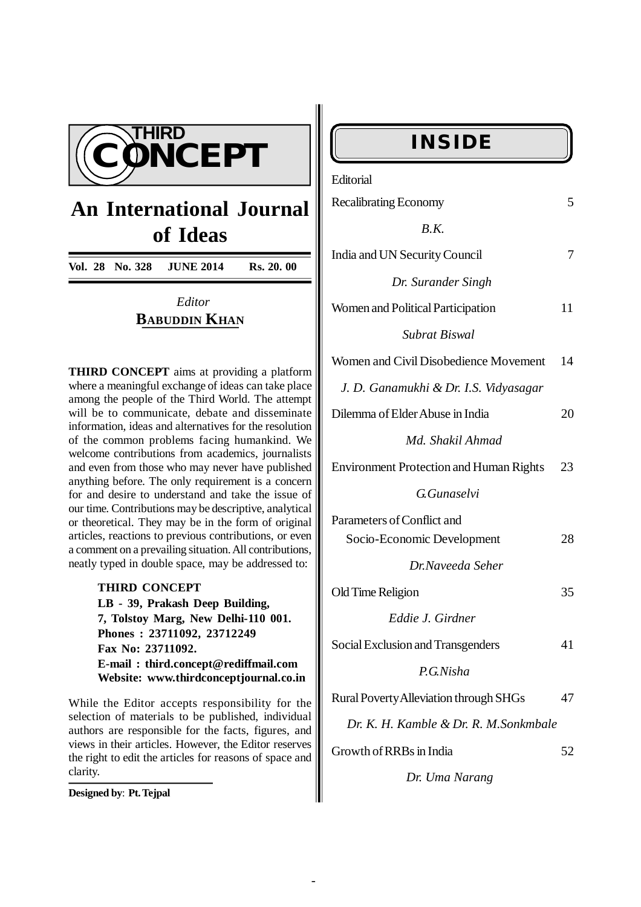# THIRD CONCEPT

## An International Journal of Ideas

**Vol. 28 No. 328 JUNE 2014 Rs. 20. 00**

*Editor*
**BABUDDIN KHAN**

**THIRD CONCEPT** aims at providing a platform where a meaningful exchange of ideas can take place among the people of the Third World. The attempt will be to communicate, debate and disseminate information, ideas and alternatives for the resolution of the common problems facing humankind. We welcome contributions from academics, journalists and even from those who may never have published anything before. The only requirement is a concern for and desire to understand and take the issue of our time. Contributions may be descriptive, analytical or theoretical. They may be in the form of original articles, reactions to previous contributions, or even a comment on a prevailing situation. All contributions, neatly typed in double space, may be addressed to:

**THIRD CONCEPT**
**LB - 39, Prakash Deep Building,**
**7, Tolstoy Marg, New Delhi-110 001.**
**Phones : 23711092, 23712249**
**Fax No: 23711092.**
**E-mail : third.concept@rediffmail.com**
**Website: www.thirdconceptjournal.co.in**

While the Editor accepts responsibility for the selection of materials to be published, individual authors are responsible for the facts, figures, and views in their articles. However, the Editor reserves the right to edit the articles for reasons of space and clarity.

**Designed by**: **Pt. Tejpal**

## INSIDE

Editorial

Recalibrating Economy — 5
*B.K.*

India and UN Security Council — 7
*Dr. Surander Singh*

Women and Political Participation — 11
*Subrat Biswal*

Women and Civil Disobedience Movement — 14
*J. D. Ganamukhi & Dr. I.S. Vidyasagar*

Dilemma of Elder Abuse in India — 20
*Md. Shakil Ahmad*

Environment Protection and Human Rights — 23
*G.Gunaselvi*

Parameters of Conflict and Socio-Economic Development — 28
*Dr.Naveeda Seher*

Old Time Religion — 35
*Eddie J. Girdner*

Social Exclusion and Transgenders — 41
*P.G.Nisha*

Rural Poverty Alleviation through SHGs — 47
*Dr. K. H. Kamble & Dr. R. M.Sonkmbale*

Growth of RRBs in India — 52
*Dr. Uma Narang*